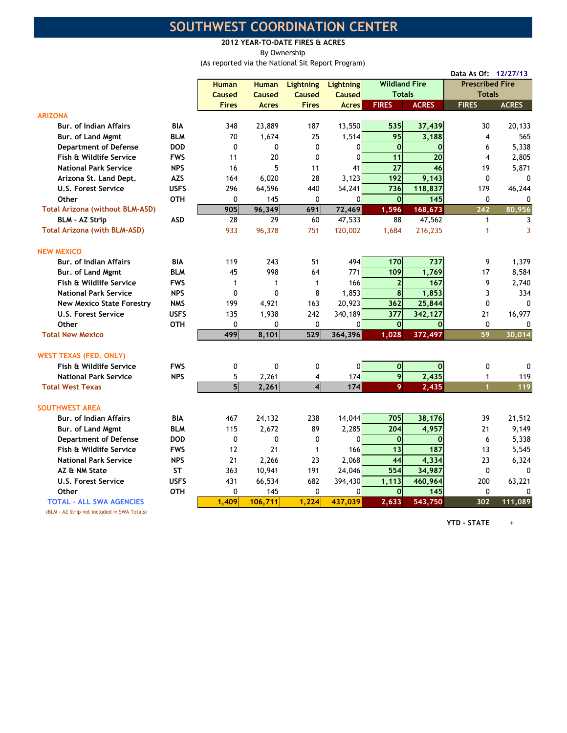# SOUTHWEST COORDINATION CENTER

**2012 YEAR-TO-DATE FIRES & ACRES**

By Ownership

(As reported via the National Sit Report Program)

Data As Of: 12/27/13

| | | Human Caused Fires | Human Caused Acres | Lightning Caused Fires | Lightning Caused Acres | Wildland Fire Totals | | Prescribed Fire Totals | |
|---|---|---|---|---|---|---|---|---|---|
| | | | | | | FIRES | ACRES | FIRES | ACRES |
| **ARIZONA** | | | | | | | | | |
| Bur. of Indian Affairs | BIA | 348 | 23,889 | 187 | 13,550 | 535 | 37,439 | 30 | 20,133 |
| Bur. of Land Mgmt | BLM | 70 | 1,674 | 25 | 1,514 | 95 | 3,188 | 4 | 565 |
| Department of Defense | DOD | 0 | 0 | 0 | 0 | 0 | 0 | 6 | 5,338 |
| Fish & Wildlife Service | FWS | 11 | 20 | 0 | 0 | 11 | 20 | 4 | 2,805 |
| National Park Service | NPS | 16 | 5 | 11 | 41 | 27 | 46 | 19 | 5,871 |
| Arizona St. Land Dept. | AZS | 164 | 6,020 | 28 | 3,123 | 192 | 9,143 | 0 | 0 |
| U.S. Forest Service | USFS | 296 | 64,596 | 440 | 54,241 | 736 | 118,837 | 179 | 46,244 |
| Other | OTH | 0 | 145 | 0 | 0 | 0 | 145 | 0 | 0 |
| **Total Arizona (without BLM-ASD)** | | 905 | 96,349 | 691 | 72,469 | 1,596 | 168,673 | 242 | 80,956 |
| BLM - AZ Strip | ASD | 28 | 29 | 60 | 47,533 | 88 | 47,562 | 1 | 3 |
| **Total Arizona (with BLM-ASD)** | | 933 | 96,378 | 751 | 120,002 | 1,684 | 216,235 | 1 | 3 |
| **NEW MEXICO** | | | | | | | | | |
| Bur. of Indian Affairs | BIA | 119 | 243 | 51 | 494 | 170 | 737 | 9 | 1,379 |
| Bur. of Land Mgmt | BLM | 45 | 998 | 64 | 771 | 109 | 1,769 | 17 | 8,584 |
| Fish & Wildlife Service | FWS | 1 | 1 | 1 | 166 | 2 | 167 | 9 | 2,740 |
| National Park Service | NPS | 0 | 0 | 8 | 1,853 | 8 | 1,853 | 3 | 334 |
| New Mexico State Forestry | NMS | 199 | 4,921 | 163 | 20,923 | 362 | 25,844 | 0 | 0 |
| U.S. Forest Service | USFS | 135 | 1,938 | 242 | 340,189 | 377 | 342,127 | 21 | 16,977 |
| Other | OTH | 0 | 0 | 0 | 0 | 0 | 0 | 0 | 0 |
| **Total New Mexico** | | 499 | 8,101 | 529 | 364,396 | 1,028 | 372,497 | 59 | 30,014 |
| **WEST TEXAS (FED. ONLY)** | | | | | | | | | |
| Fish & Wildlife Service | FWS | 0 | 0 | 0 | 0 | 0 | 0 | 0 | 0 |
| National Park Service | NPS | 5 | 2,261 | 4 | 174 | 9 | 2,435 | 1 | 119 |
| **Total West Texas** | | 5 | 2,261 | 4 | 174 | 9 | 2,435 | 1 | 119 |
| **SOUTHWEST AREA** | | | | | | | | | |
| Bur. of Indian Affairs | BIA | 467 | 24,132 | 238 | 14,044 | 705 | 38,176 | 39 | 21,512 |
| Bur. of Land Mgmt | BLM | 115 | 2,672 | 89 | 2,285 | 204 | 4,957 | 21 | 9,149 |
| Department of Defense | DOD | 0 | 0 | 0 | 0 | 0 | 0 | 6 | 5,338 |
| Fish & Wildlife Service | FWS | 12 | 21 | 1 | 166 | 13 | 187 | 13 | 5,545 |
| National Park Service | NPS | 21 | 2,266 | 23 | 2,068 | 44 | 4,334 | 23 | 6,324 |
| AZ & NM State | ST | 363 | 10,941 | 191 | 24,046 | 554 | 34,987 | 0 | 0 |
| U.S. Forest Service | USFS | 431 | 66,534 | 682 | 394,430 | 1,113 | 460,964 | 200 | 63,221 |
| Other | OTH | 0 | 145 | 0 | 0 | 0 | 145 | 0 | 0 |
| **TOTAL - ALL SWA AGENCIES** | | 1,409 | 106,711 | 1,224 | 437,039 | 2,633 | 543,750 | 302 | 111,089 |

(BLM - AZ Strip not included in SWA Totals)

YTD - STATE +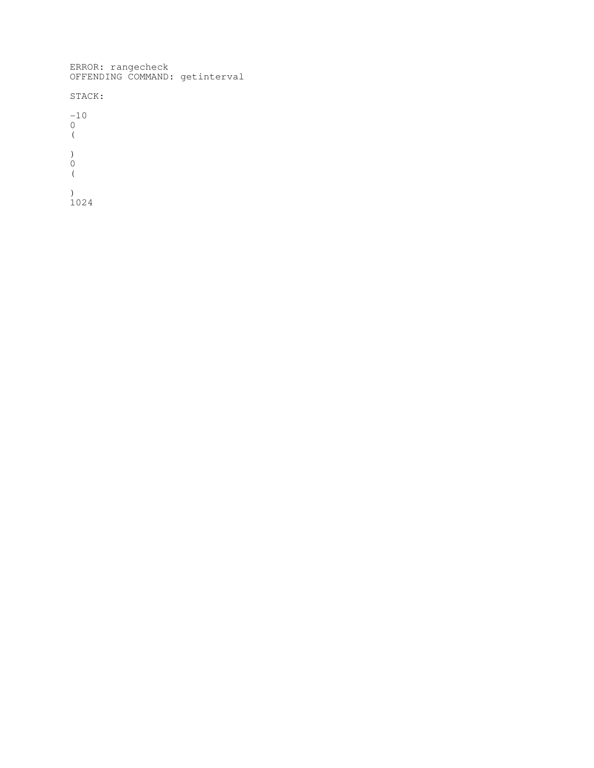```
ERROR: rangecheck
OFFENDING COMMAND: getinterval

STACK:

-10
0
(

)
0
(

)
1024
```